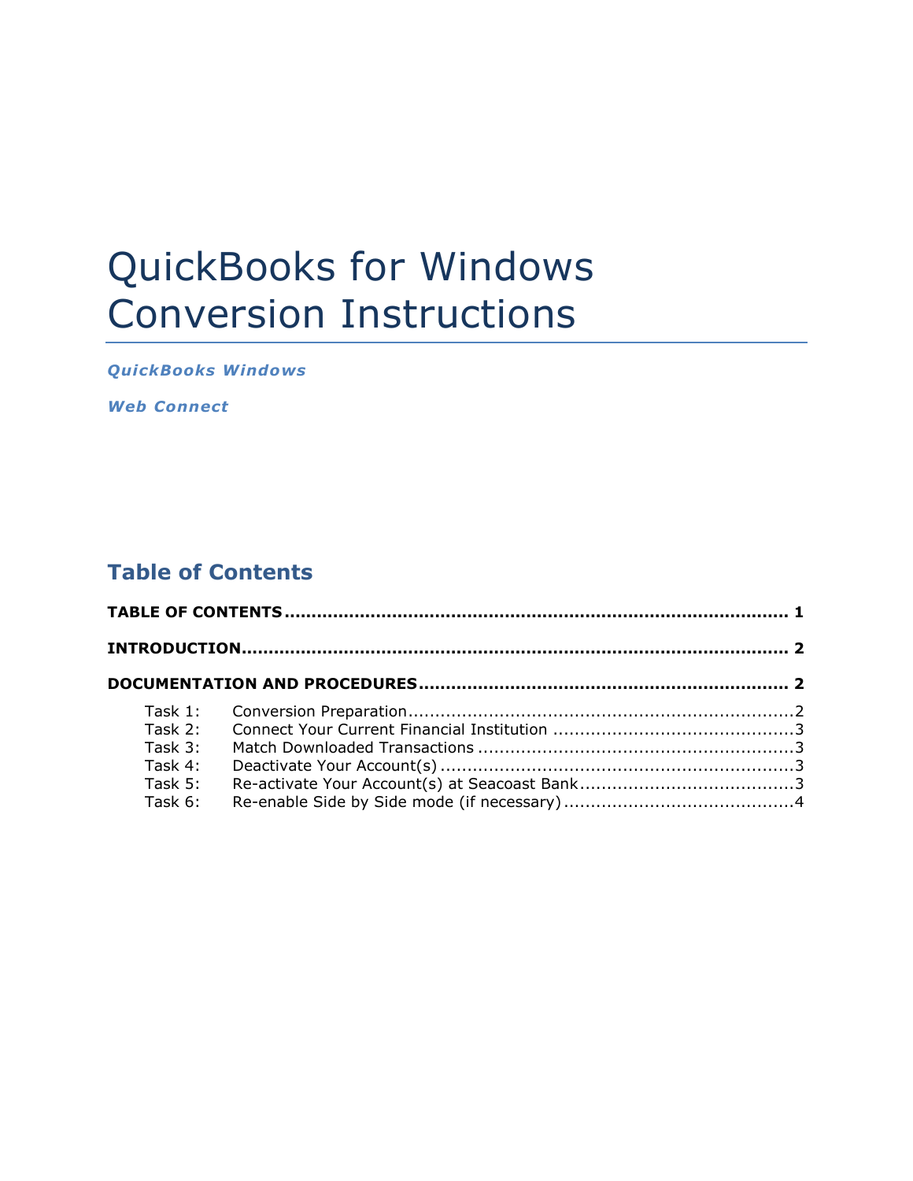# QuickBooks for Windows Conversion Instructions

***QuickBooks Windows***

***Web Connect***

## Table of Contents

**TABLE OF CONTENTS ............................................................................................ 1**

**INTRODUCTION.................................................................................................... 2**

**DOCUMENTATION AND PROCEDURES .................................................................... 2**

Task 1: Conversion Preparation.......................................................................2
Task 2: Connect Your Current Financial Institution ............................................3
Task 3: Match Downloaded Transactions ..........................................................3
Task 4: Deactivate Your Account(s) .................................................................3
Task 5: Re-activate Your Account(s) at Seacoast Bank.......................................3
Task 6: Re-enable Side by Side mode (if necessary)..........................................4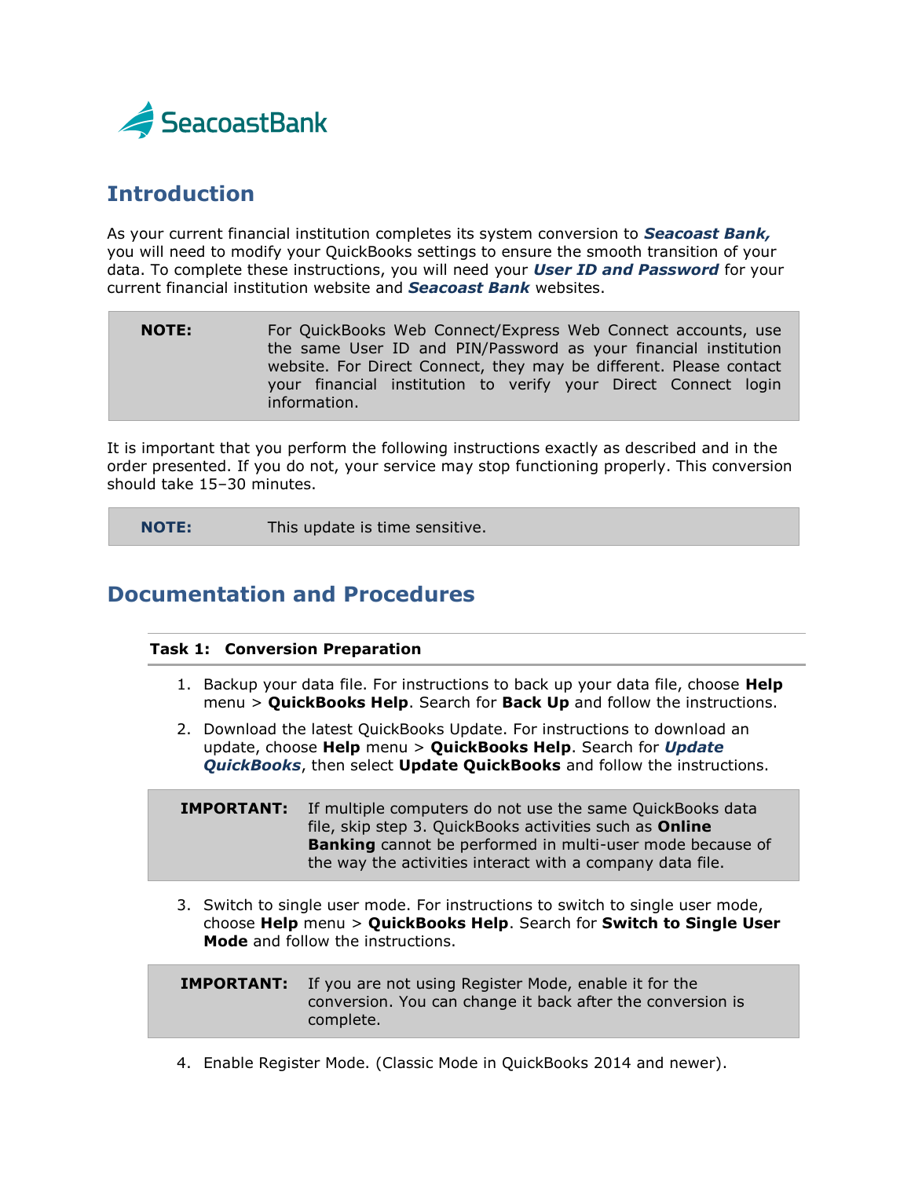SeacoastBank

## Introduction

As your current financial institution completes its system conversion to ***Seacoast Bank,*** you will need to modify your QuickBooks settings to ensure the smooth transition of your data. To complete these instructions, you will need your ***User ID and Password*** for your current financial institution website and ***Seacoast Bank*** websites.

| **NOTE:** | For QuickBooks Web Connect/Express Web Connect accounts, use the same User ID and PIN/Password as your financial institution website. For Direct Connect, they may be different. Please contact your financial institution to verify your Direct Connect login information. |
|---|---|

It is important that you perform the following instructions exactly as described and in the order presented. If you do not, your service may stop functioning properly. This conversion should take 15–30 minutes.

| **NOTE:** | This update is time sensitive. |
|---|---|

## Documentation and Procedures

### Task 1: Conversion Preparation

1. Backup your data file. For instructions to back up your data file, choose **Help** menu > **QuickBooks Help**. Search for **Back Up** and follow the instructions.
2. Download the latest QuickBooks Update. For instructions to download an update, choose **Help** menu > **QuickBooks Help**. Search for ***Update QuickBooks***, then select **Update QuickBooks** and follow the instructions.

| **IMPORTANT:** | If multiple computers do not use the same QuickBooks data file, skip step 3. QuickBooks activities such as **Online Banking** cannot be performed in multi-user mode because of the way the activities interact with a company data file. |
|---|---|

3. Switch to single user mode. For instructions to switch to single user mode, choose **Help** menu > **QuickBooks Help**. Search for **Switch to Single User Mode** and follow the instructions.

| **IMPORTANT:** | If you are not using Register Mode, enable it for the conversion. You can change it back after the conversion is complete. |
|---|---|

4. Enable Register Mode. (Classic Mode in QuickBooks 2014 and newer).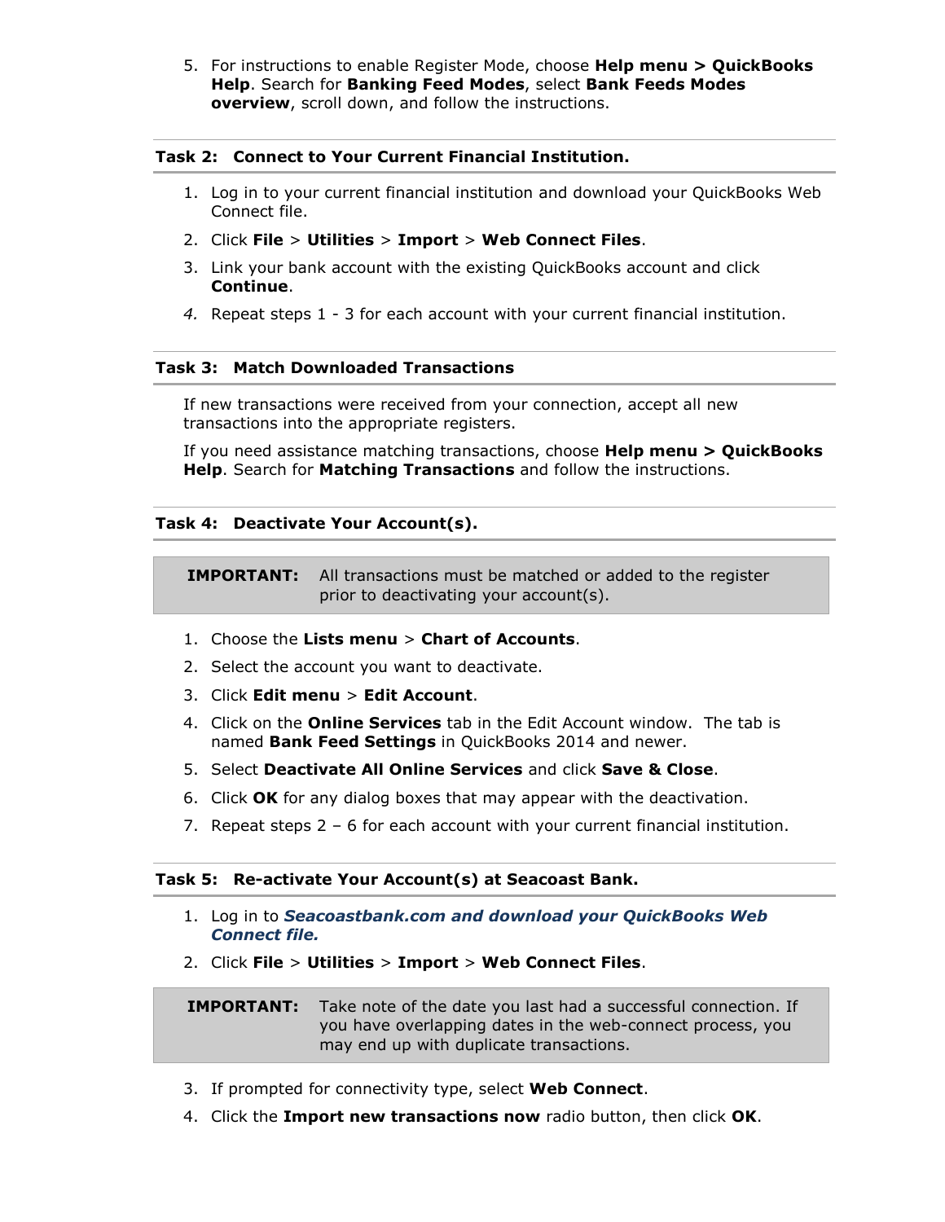5. For instructions to enable Register Mode, choose **Help menu > QuickBooks Help**. Search for **Banking Feed Modes**, select **Bank Feeds Modes overview**, scroll down, and follow the instructions.

### Task 2: Connect to Your Current Financial Institution.

1. Log in to your current financial institution and download your QuickBooks Web Connect file.
2. Click **File** > **Utilities** > **Import** > **Web Connect Files**.
3. Link your bank account with the existing QuickBooks account and click **Continue**.
4. Repeat steps 1 - 3 for each account with your current financial institution.

### Task 3: Match Downloaded Transactions

If new transactions were received from your connection, accept all new transactions into the appropriate registers.

If you need assistance matching transactions, choose **Help menu > QuickBooks Help**. Search for **Matching Transactions** and follow the instructions.

### Task 4: Deactivate Your Account(s).

**IMPORTANT:** All transactions must be matched or added to the register prior to deactivating your account(s).

1. Choose the **Lists menu** > **Chart of Accounts**.
2. Select the account you want to deactivate.
3. Click **Edit menu** > **Edit Account**.
4. Click on the **Online Services** tab in the Edit Account window. The tab is named **Bank Feed Settings** in QuickBooks 2014 and newer.
5. Select **Deactivate All Online Services** and click **Save & Close**.
6. Click **OK** for any dialog boxes that may appear with the deactivation.
7. Repeat steps 2 – 6 for each account with your current financial institution.

### Task 5: Re-activate Your Account(s) at Seacoast Bank.

1. Log in to ***Seacoastbank.com and download your QuickBooks Web Connect file.***
2. Click **File** > **Utilities** > **Import** > **Web Connect Files**.

**IMPORTANT:** Take note of the date you last had a successful connection. If you have overlapping dates in the web-connect process, you may end up with duplicate transactions.

3. If prompted for connectivity type, select **Web Connect**.
4. Click the **Import new transactions now** radio button, then click **OK**.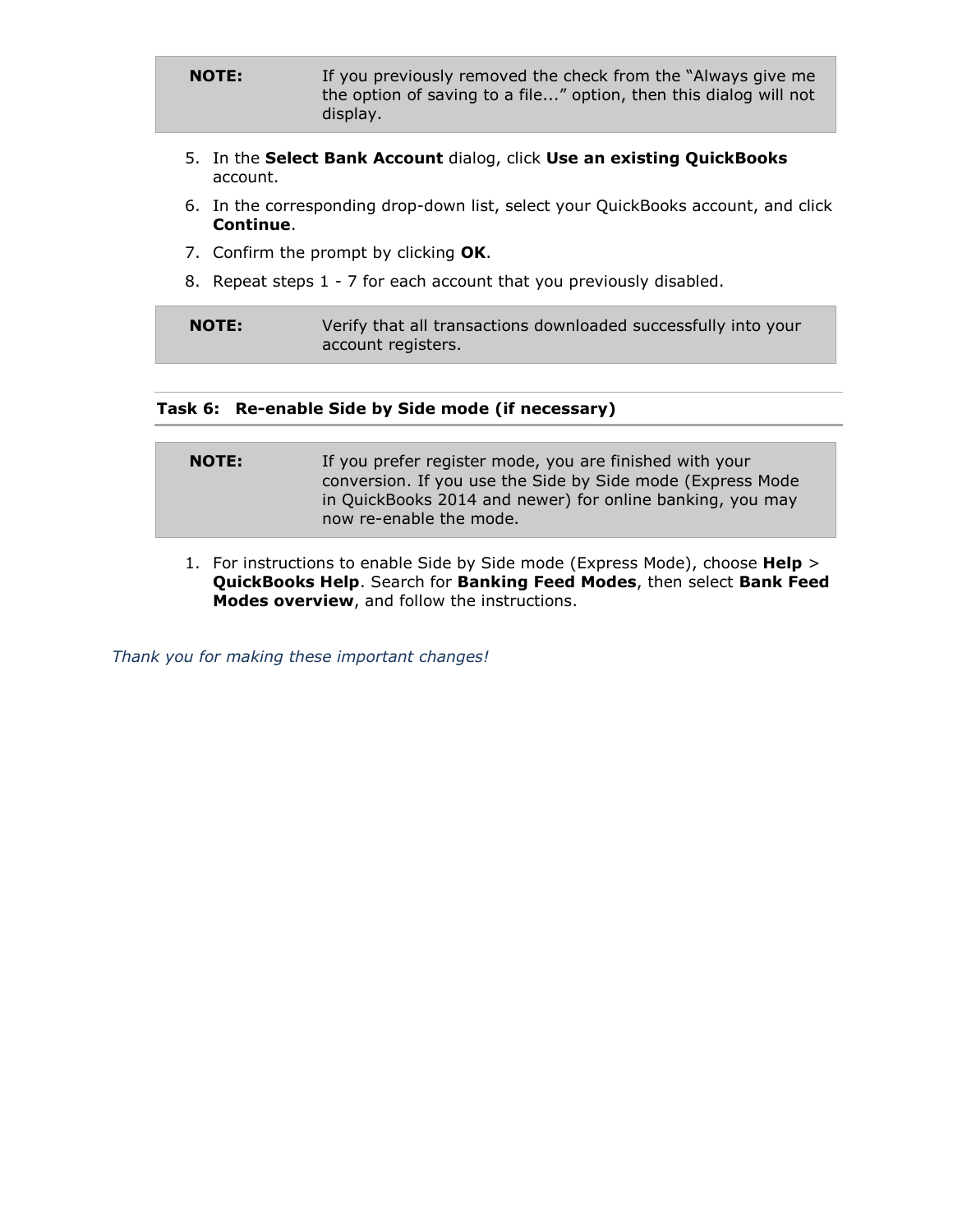| | |
|---|---|
| **NOTE:** | If you previously removed the check from the “Always give me the option of saving to a file...” option, then this dialog will not display. |

5. In the **Select Bank Account** dialog, click **Use an existing QuickBooks** account.
6. In the corresponding drop-down list, select your QuickBooks account, and click **Continue**.
7. Confirm the prompt by clicking **OK**.
8. Repeat steps 1 - 7 for each account that you previously disabled.

| | |
|---|---|
| **NOTE:** | Verify that all transactions downloaded successfully into your account registers. |

### Task 6: Re-enable Side by Side mode (if necessary)

| | |
|---|---|
| **NOTE:** | If you prefer register mode, you are finished with your conversion. If you use the Side by Side mode (Express Mode in QuickBooks 2014 and newer) for online banking, you may now re-enable the mode. |

1. For instructions to enable Side by Side mode (Express Mode), choose **Help** > **QuickBooks Help**. Search for **Banking Feed Modes**, then select **Bank Feed Modes overview**, and follow the instructions.

*Thank you for making these important changes!*